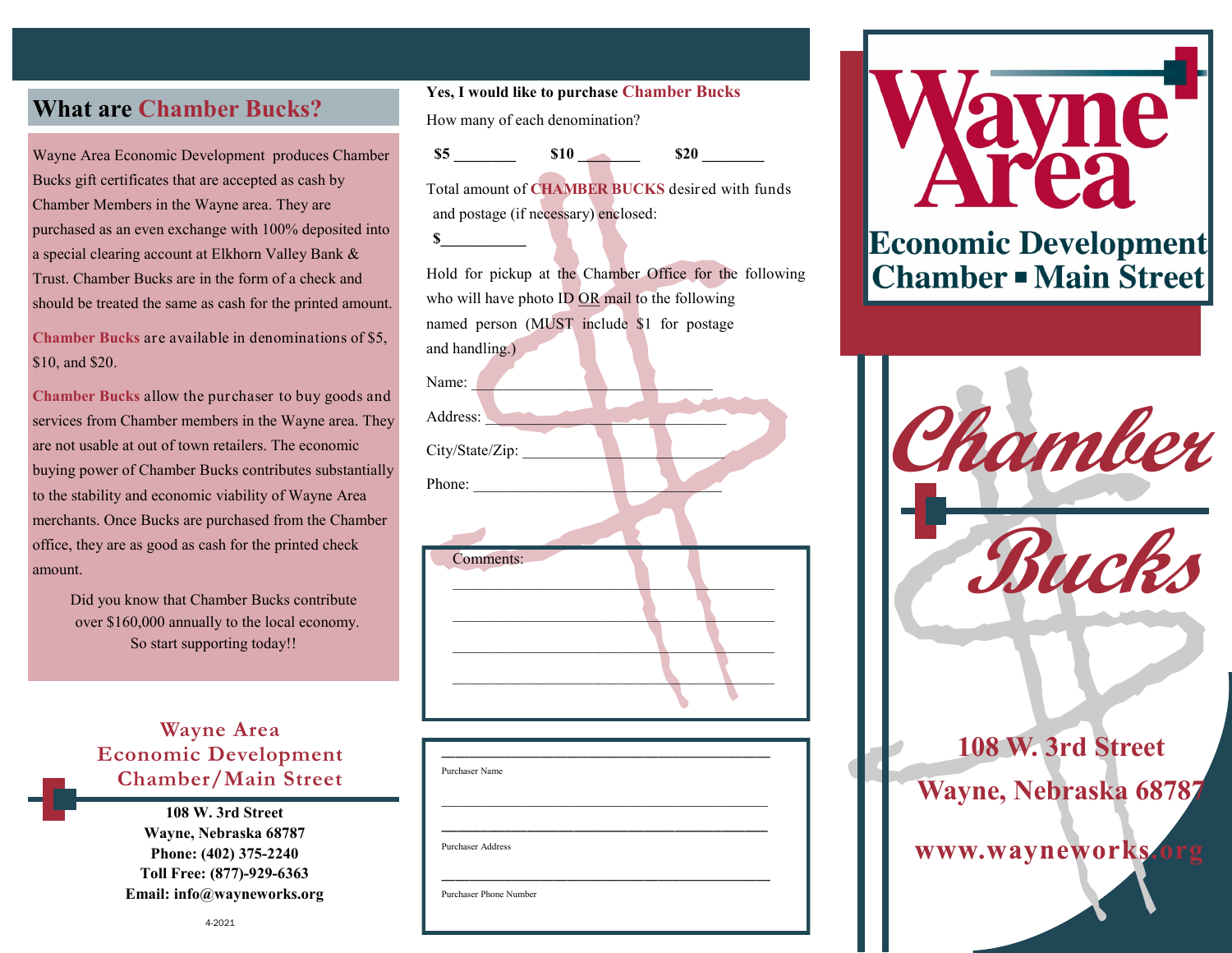## What are Chamber Bucks?

Wayne Area Economic Development produces Chamber Bucks gift certificates that are accepted as cash by Chamber Members in the Wayne area. They are purchased as an even exchange with 100% deposited into a special clearing account at Elkhorn Valley Bank & Trust. Chamber Bucks are in the form of a check and should be treated the same as cash for the printed amount.

**Chamber Bucks** are available in denominations of $5, $10, and $20.

**Chamber Bucks** allow the purchaser to buy goods and services from Chamber members in the Wayne area. They are not usable at out of town retailers. The economic buying power of Chamber Bucks contributes substantially to the stability and economic viability of Wayne Area merchants. Once Bucks are purchased from the Chamber office, they are as good as cash for the printed check amount.

Did you know that Chamber Bucks contribute over $160,000 annually to the local economy. So start supporting today!!

**Wayne Area Economic Development Chamber/Main Street**

**108 W. 3rd Street**
**Wayne, Nebraska 68787**
**Phone: (402) 375-2240**
**Toll Free: (877)-929-6363**
**Email: info@wayneworks.org**

4-2021

**Yes, I would like to purchase Chamber Bucks**

How many of each denomination?

**$5 ________ $10 ________ $20 ________**

Total amount of **CHAMBER BUCKS** desired with funds and postage (if necessary) enclosed:

**$__________**

Hold for pickup at the Chamber Office for the following who will have photo ID OR mail to the following named person (MUST include $1 for postage and handling.)

Name: ______________________________

Address: ______________________________

City/State/Zip: __________________________

Phone: ______________________________

Comments:

________________________________________

________________________________________

________________________________________

________________________________________

________________________________________
Purchaser Name

________________________________________

________________________________________
Purchaser Address

________________________________________
Purchaser Phone Number

# Wayne Area

**Economic Development**
**Chamber ▪ Main Street**

# Chamber Bucks

**108 W. 3rd Street**
**Wayne, Nebraska 68787**

**www.wayneworks.org**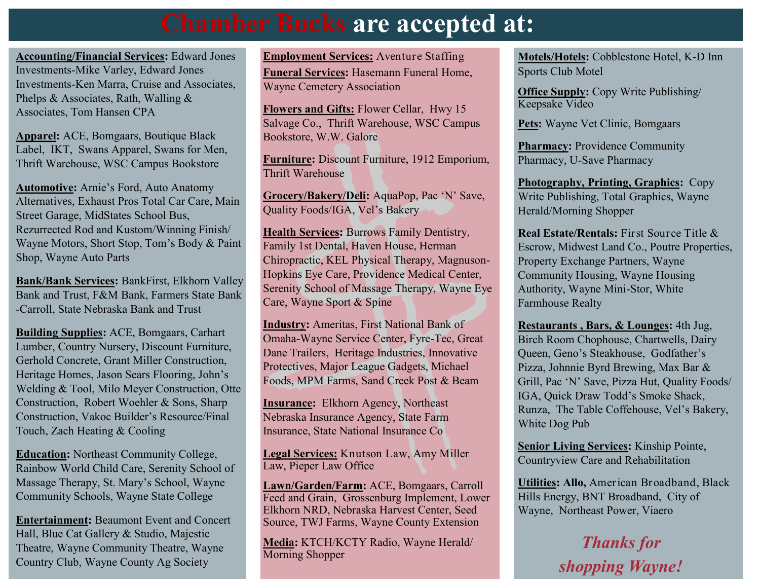# Chamber Bucks are accepted at:

**Accounting/Financial Services:** Edward Jones Investments-Mike Varley, Edward Jones Investments-Ken Marra, Cruise and Associates, Phelps & Associates, Rath, Walling & Associates, Tom Hansen CPA

**Apparel:** ACE, Bomgaars, Boutique Black Label, IKT, Swans Apparel, Swans for Men, Thrift Warehouse, WSC Campus Bookstore

**Automotive:** Arnie's Ford, Auto Anatomy Alternatives, Exhaust Pros Total Car Care, Main Street Garage, MidStates School Bus, Rezurrected Rod and Kustom/Winning Finish/Wayne Motors, Short Stop, Tom's Body & Paint Shop, Wayne Auto Parts

**Bank/Bank Services:** BankFirst, Elkhorn Valley Bank and Trust, F&M Bank, Farmers State Bank-Carroll, State Nebraska Bank and Trust

**Building Supplies:** ACE, Bomgaars, Carhart Lumber, Country Nursery, Discount Furniture, Gerhold Concrete, Grant Miller Construction, Heritage Homes, Jason Sears Flooring, John's Welding & Tool, Milo Meyer Construction, Otte Construction, Robert Woehler & Sons, Sharp Construction, Vakoc Builder's Resource/Final Touch, Zach Heating & Cooling

**Education:** Northeast Community College, Rainbow World Child Care, Serenity School of Massage Therapy, St. Mary's School, Wayne Community Schools, Wayne State College

**Entertainment:** Beaumont Event and Concert Hall, Blue Cat Gallery & Studio, Majestic Theatre, Wayne Community Theatre, Wayne Country Club, Wayne County Ag Society

**Employment Services:** Aventure Staffing

**Funeral Services:** Hasemann Funeral Home, Wayne Cemetery Association

**Flowers and Gifts:** Flower Cellar, Hwy 15 Salvage Co., Thrift Warehouse, WSC Campus Bookstore, W.W. Galore

**Furniture:** Discount Furniture, 1912 Emporium, Thrift Warehouse

**Grocery/Bakery/Deli:** AquaPop, Pac 'N' Save, Quality Foods/IGA, Vel's Bakery

**Health Services:** Burrows Family Dentistry, Family 1st Dental, Haven House, Herman Chiropractic, KEL Physical Therapy, Magnuson-Hopkins Eye Care, Providence Medical Center, Serenity School of Massage Therapy, Wayne Eye Care, Wayne Sport & Spine

**Industry:** Ameritas, First National Bank of Omaha-Wayne Service Center, Fyre-Tec, Great Dane Trailers, Heritage Industries, Innovative Protectives, Major League Gadgets, Michael Foods, MPM Farms, Sand Creek Post & Beam

**Insurance:** Elkhorn Agency, Northeast Nebraska Insurance Agency, State Farm Insurance, State National Insurance Co

**Legal Services:** Knutson Law, Amy Miller Law, Pieper Law Office

**Lawn/Garden/Farm:** ACE, Bomgaars, Carroll Feed and Grain, Grossenburg Implement, Lower Elkhorn NRD, Nebraska Harvest Center, Seed Source, TWJ Farms, Wayne County Extension

**Media:** KTCH/KCTY Radio, Wayne Herald/Morning Shopper

**Motels/Hotels:** Cobblestone Hotel, K-D Inn Sports Club Motel

**Office Supply:** Copy Write Publishing/Keepsake Video

**Pets:** Wayne Vet Clinic, Bomgaars

**Pharmacy:** Providence Community Pharmacy, U-Save Pharmacy

**Photography, Printing, Graphics:** Copy Write Publishing, Total Graphics, Wayne Herald/Morning Shopper

**Real Estate/Rentals:** First Source Title & Escrow, Midwest Land Co., Poutre Properties, Property Exchange Partners, Wayne Community Housing, Wayne Housing Authority, Wayne Mini-Stor, White Farmhouse Realty

**Restaurants , Bars, & Lounges:** 4th Jug, Birch Room Chophouse, Chartwells, Dairy Queen, Geno's Steakhouse, Godfather's Pizza, Johnnie Byrd Brewing, Max Bar & Grill, Pac 'N' Save, Pizza Hut, Quality Foods/IGA, Quick Draw Todd's Smoke Shack, Runza, The Table Coffehouse, Vel's Bakery, White Dog Pub

**Senior Living Services:** Kinship Pointe, Countryview Care and Rehabilitation

**Utilities: Allo,** American Broadband, Black Hills Energy, BNT Broadband, City of Wayne, Northeast Power, Viaero

***Thanks for shopping Wayne!***